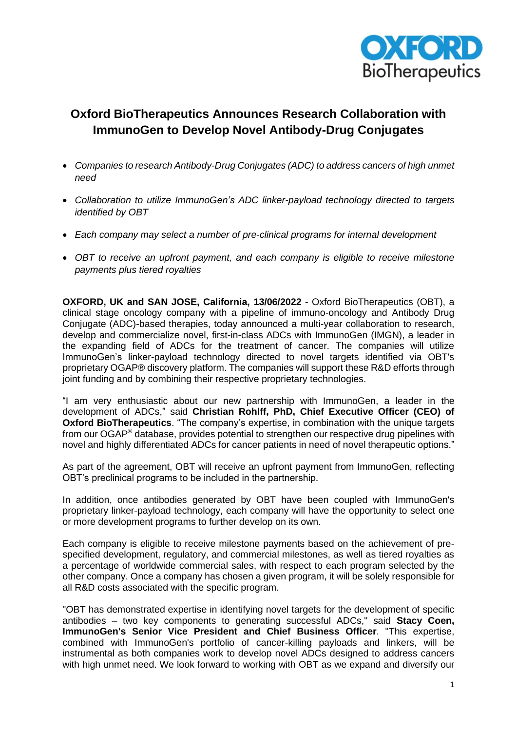# Oxford BioTherapeutics Announces Research Collaboration with ImmunoGen to Develop Novel Antibody-Drug Conjugates

- *Companies to research Antibody-Drug Conjugates (ADC) to address cancers of high unmet need*
- *Collaboration to utilize ImmunoGen's ADC linker-payload technology directed to targets identified by OBT*
- *Each company may select a number of pre-clinical programs for internal development*
- *OBT to receive an upfront payment, and each company is eligible to receive milestone payments plus tiered royalties*

**OXFORD, UK and SAN JOSE, California, 13/06/2022** - Oxford BioTherapeutics (OBT), a clinical stage oncology company with a pipeline of immuno-oncology and Antibody Drug Conjugate (ADC)-based therapies, today announced a multi-year collaboration to research, develop and commercialize novel, first-in-class ADCs with ImmunoGen (IMGN), a leader in the expanding field of ADCs for the treatment of cancer. The companies will utilize ImmunoGen's linker-payload technology directed to novel targets identified via OBT's proprietary OGAP® discovery platform. The companies will support these R&D efforts through joint funding and by combining their respective proprietary technologies.

"I am very enthusiastic about our new partnership with ImmunoGen, a leader in the development of ADCs," said **Christian Rohlff, PhD, Chief Executive Officer (CEO) of Oxford BioTherapeutics**. "The company's expertise, in combination with the unique targets from our OGAP® database, provides potential to strengthen our respective drug pipelines with novel and highly differentiated ADCs for cancer patients in need of novel therapeutic options."

As part of the agreement, OBT will receive an upfront payment from ImmunoGen, reflecting OBT's preclinical programs to be included in the partnership.

In addition, once antibodies generated by OBT have been coupled with ImmunoGen's proprietary linker-payload technology, each company will have the opportunity to select one or more development programs to further develop on its own.

Each company is eligible to receive milestone payments based on the achievement of pre-specified development, regulatory, and commercial milestones, as well as tiered royalties as a percentage of worldwide commercial sales, with respect to each program selected by the other company. Once a company has chosen a given program, it will be solely responsible for all R&D costs associated with the specific program.

"OBT has demonstrated expertise in identifying novel targets for the development of specific antibodies – two key components to generating successful ADCs," said **Stacy Coen, ImmunoGen's Senior Vice President and Chief Business Officer**. "This expertise, combined with ImmunoGen's portfolio of cancer-killing payloads and linkers, will be instrumental as both companies work to develop novel ADCs designed to address cancers with high unmet need. We look forward to working with OBT as we expand and diversify our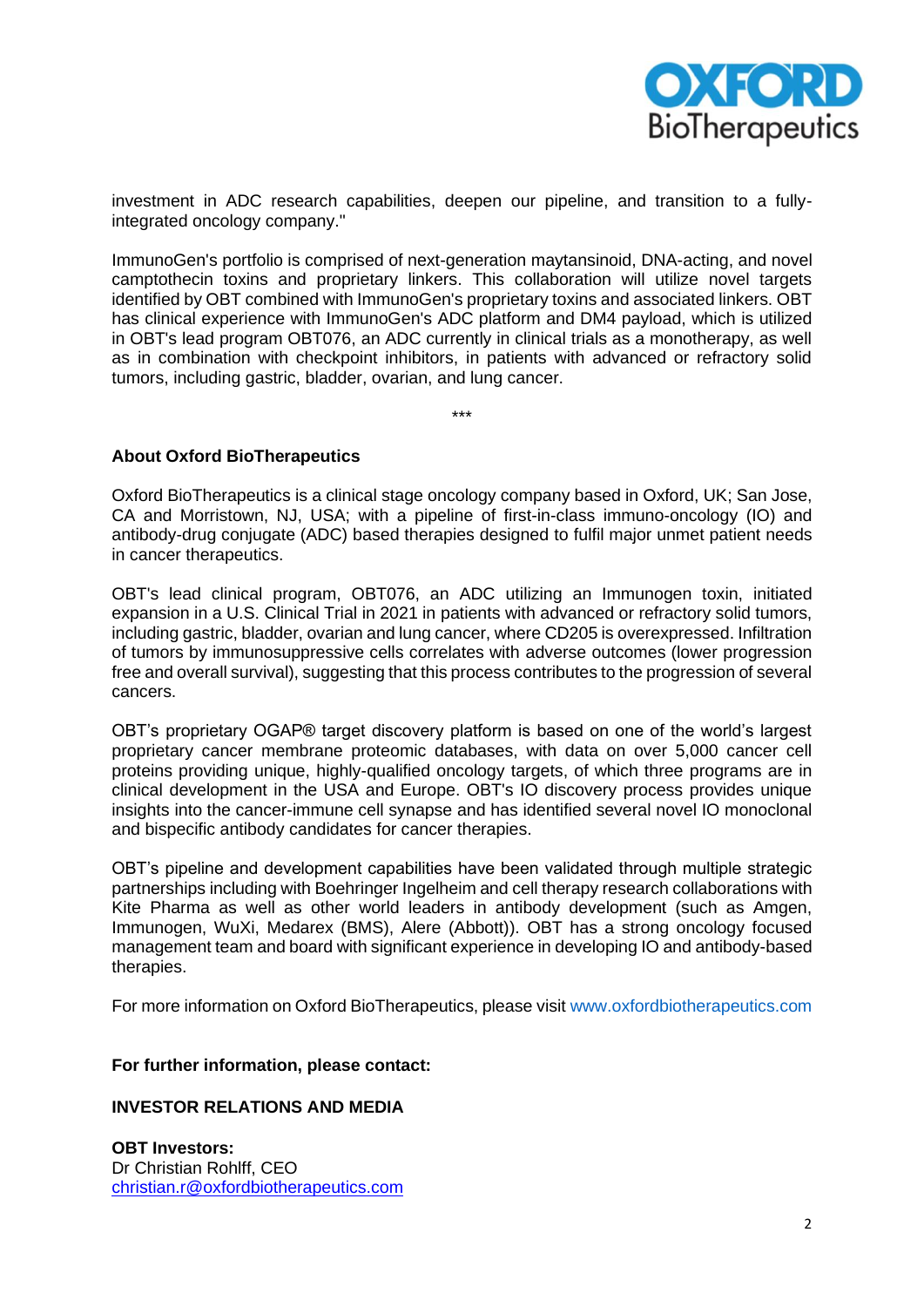investment in ADC research capabilities, deepen our pipeline, and transition to a fully-integrated oncology company."

ImmunoGen's portfolio is comprised of next-generation maytansinoid, DNA-acting, and novel camptothecin toxins and proprietary linkers. This collaboration will utilize novel targets identified by OBT combined with ImmunoGen's proprietary toxins and associated linkers. OBT has clinical experience with ImmunoGen's ADC platform and DM4 payload, which is utilized in OBT's lead program OBT076, an ADC currently in clinical trials as a monotherapy, as well as in combination with checkpoint inhibitors, in patients with advanced or refractory solid tumors, including gastric, bladder, ovarian, and lung cancer.

***

**About Oxford BioTherapeutics**

Oxford BioTherapeutics is a clinical stage oncology company based in Oxford, UK; San Jose, CA and Morristown, NJ, USA; with a pipeline of first-in-class immuno-oncology (IO) and antibody-drug conjugate (ADC) based therapies designed to fulfil major unmet patient needs in cancer therapeutics.

OBT's lead clinical program, OBT076, an ADC utilizing an Immunogen toxin, initiated expansion in a U.S. Clinical Trial in 2021 in patients with advanced or refractory solid tumors, including gastric, bladder, ovarian and lung cancer, where CD205 is overexpressed. Infiltration of tumors by immunosuppressive cells correlates with adverse outcomes (lower progression free and overall survival), suggesting that this process contributes to the progression of several cancers.

OBT's proprietary OGAP® target discovery platform is based on one of the world's largest proprietary cancer membrane proteomic databases, with data on over 5,000 cancer cell proteins providing unique, highly-qualified oncology targets, of which three programs are in clinical development in the USA and Europe. OBT's IO discovery process provides unique insights into the cancer-immune cell synapse and has identified several novel IO monoclonal and bispecific antibody candidates for cancer therapies.

OBT's pipeline and development capabilities have been validated through multiple strategic partnerships including with Boehringer Ingelheim and cell therapy research collaborations with Kite Pharma as well as other world leaders in antibody development (such as Amgen, Immunogen, WuXi, Medarex (BMS), Alere (Abbott)). OBT has a strong oncology focused management team and board with significant experience in developing IO and antibody-based therapies.

For more information on Oxford BioTherapeutics, please visit www.oxfordbiotherapeutics.com

**For further information, please contact:**

**INVESTOR RELATIONS AND MEDIA**

**OBT Investors:**
Dr Christian Rohlff, CEO
christian.r@oxfordbiotherapeutics.com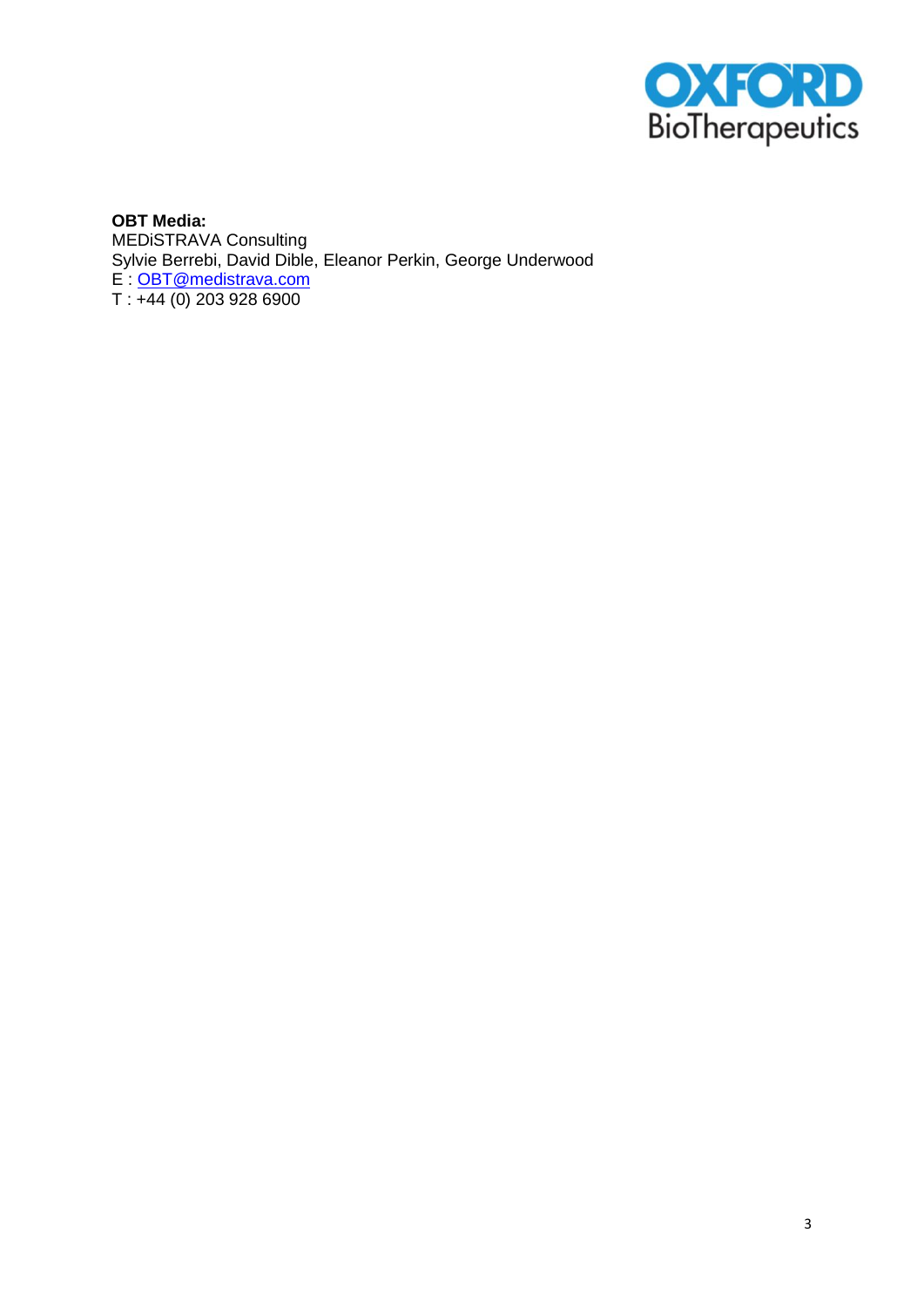**OBT Media:**
MEDiSTRAVA Consulting
Sylvie Berrebi, David Dible, Eleanor Perkin, George Underwood
E : OBT@medistrava.com
T : +44 (0) 203 928 6900